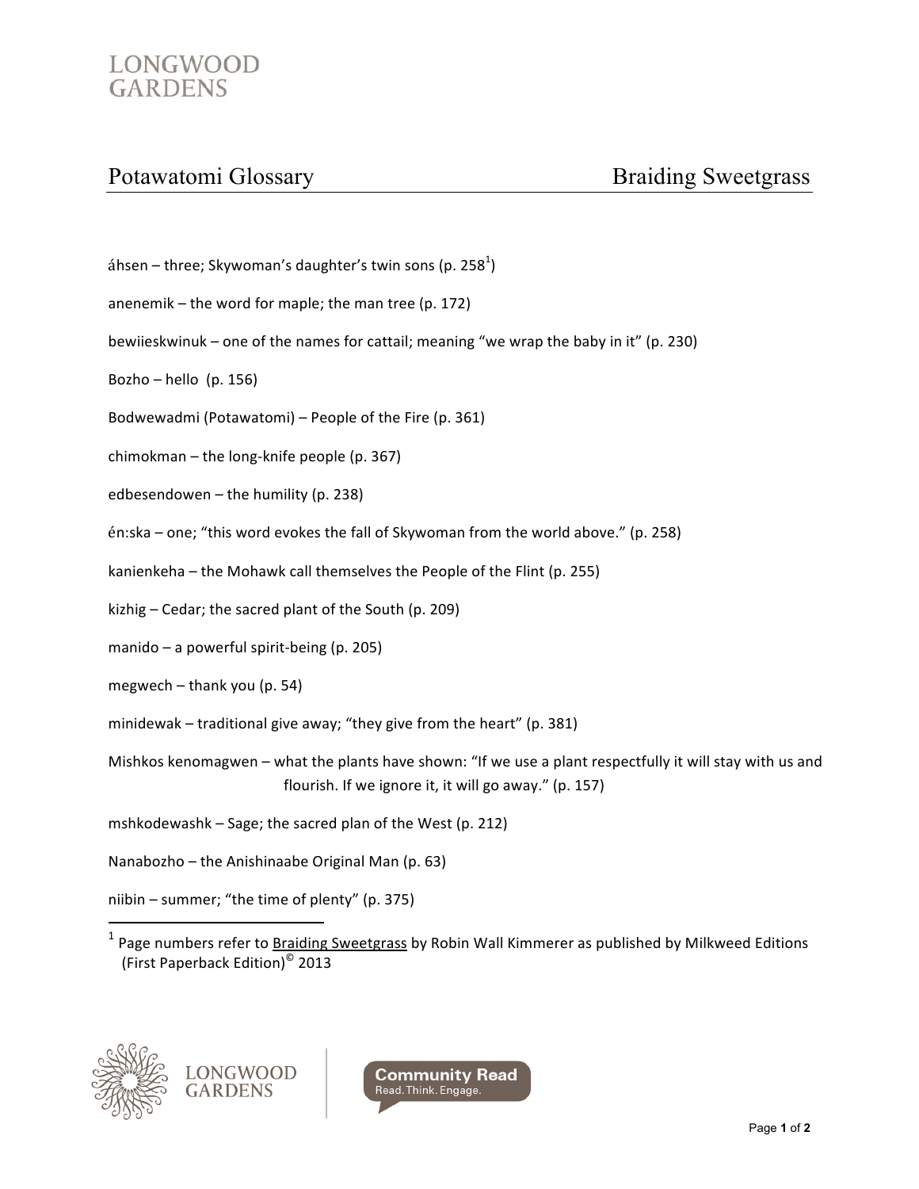# Potawatomi Glossary — Braiding Sweetgrass

áhsen – three; Skywoman's daughter's twin sons (p. 258[1])

anenemik – the word for maple; the man tree (p. 172)

bewiieskwinuk – one of the names for cattail; meaning "we wrap the baby in it" (p. 230)

Bozho – hello  (p. 156)

Bodwewadmi (Potawatomi) – People of the Fire (p. 361)

chimokman – the long-knife people (p. 367)

edbesendowen – the humility (p. 238)

én:ska – one; "this word evokes the fall of Skywoman from the world above." (p. 258)

kanienkeha – the Mohawk call themselves the People of the Flint (p. 255)

kizhig – Cedar; the sacred plant of the South (p. 209)

manido – a powerful spirit-being (p. 205)

megwech – thank you (p. 54)

minidewak – traditional give away; "they give from the heart" (p. 381)

Mishkos kenomagwen – what the plants have shown: "If we use a plant respectfully it will stay with us and flourish. If we ignore it, it will go away." (p. 157)

mshkodewashk – Sage; the sacred plan of the West (p. 212)

Nanabozho – the Anishinaabe Original Man (p. 63)

niibin – summer; "the time of plenty" (p. 375)

---

[1] Page numbers refer to Braiding Sweetgrass by Robin Wall Kimmerer as published by Milkweed Editions (First Paperback Edition)© 2013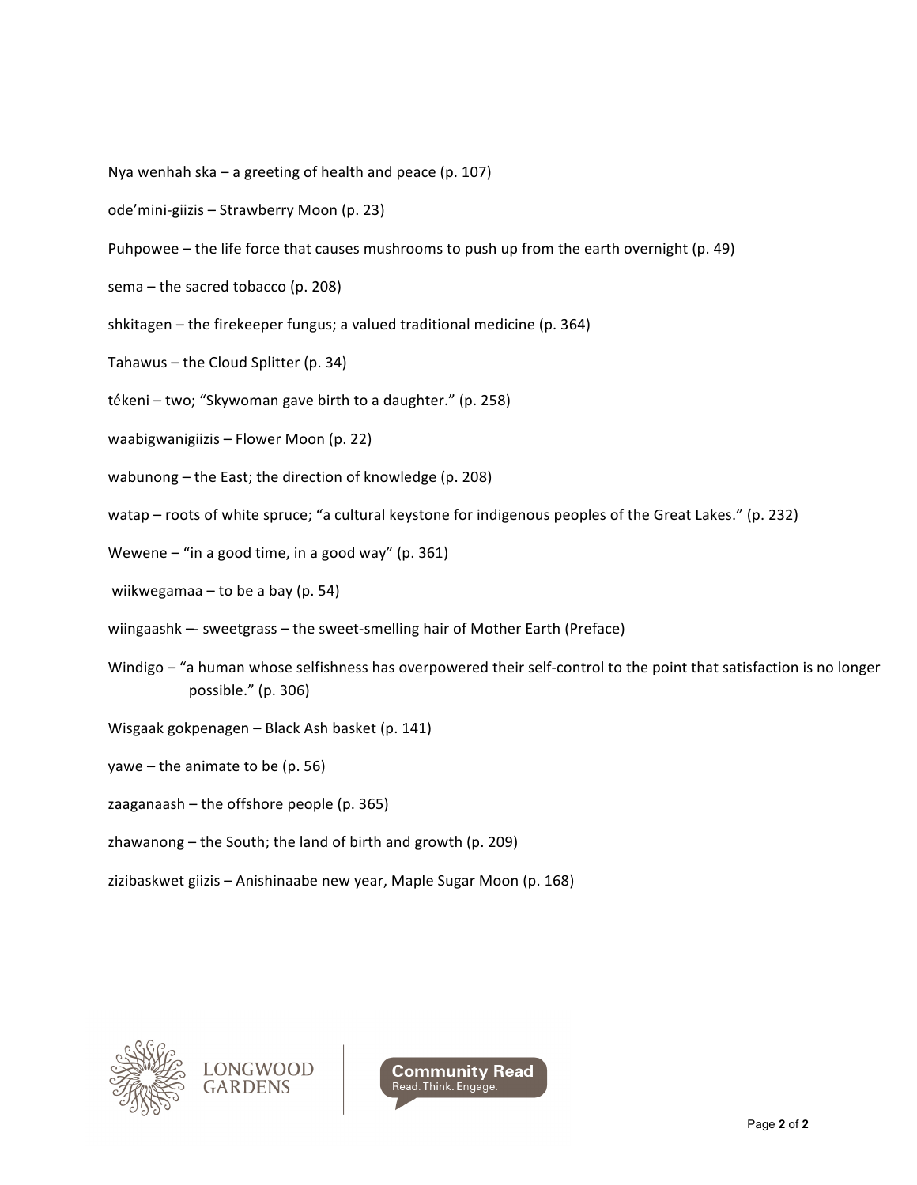Nya wenhah ska – a greeting of health and peace (p. 107)

ode'mini-giizis – Strawberry Moon (p. 23)

Puhpowee – the life force that causes mushrooms to push up from the earth overnight (p. 49)

sema – the sacred tobacco (p. 208)

shkitagen – the firekeeper fungus; a valued traditional medicine (p. 364)

Tahawus – the Cloud Splitter (p. 34)

tékeni – two; "Skywoman gave birth to a daughter." (p. 258)

waabigwanigiizis – Flower Moon (p. 22)

wabunong – the East; the direction of knowledge (p. 208)

watap – roots of white spruce; "a cultural keystone for indigenous peoples of the Great Lakes." (p. 232)

Wewene – "in a good time, in a good way" (p. 361)

wiikwegamaa – to be a bay (p. 54)

wiingaashk –- sweetgrass – the sweet-smelling hair of Mother Earth (Preface)

Windigo – "a human whose selfishness has overpowered their self-control to the point that satisfaction is no longer possible." (p. 306)

Wisgaak gokpenagen – Black Ash basket (p. 141)

yawe – the animate to be (p. 56)

zaaganaash – the offshore people (p. 365)

zhawanong – the South; the land of birth and growth (p. 209)

zizibaskwet giizis – Anishinaabe new year, Maple Sugar Moon (p. 168)

LONGWOOD GARDENS

Community Read
Read. Think. Engage.